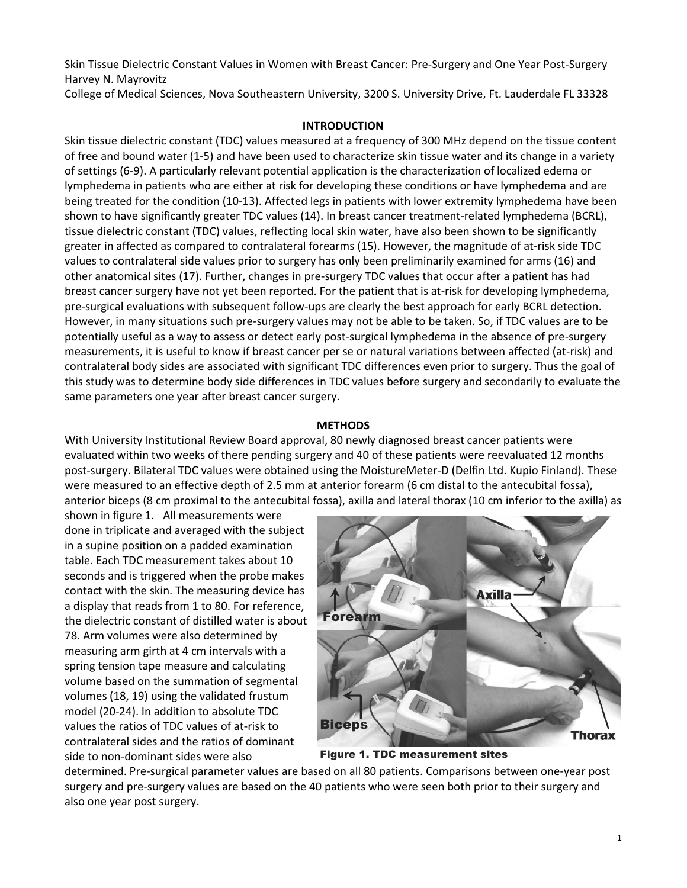Skin Tissue Dielectric Constant Values in Women with Breast Cancer: Pre-Surgery and One Year Post-Surgery

Harvey N. Mayrovitz

College of Medical Sciences, Nova Southeastern University, 3200 S. University Drive, Ft. Lauderdale FL 33328

## INTRODUCTION

Skin tissue dielectric constant (TDC) values measured at a frequency of 300 MHz depend on the tissue content of free and bound water (1-5) and have been used to characterize skin tissue water and its change in a variety of settings (6-9). A particularly relevant potential application is the characterization of localized edema or lymphedema in patients who are either at risk for developing these conditions or have lymphedema and are being treated for the condition (10-13). Affected legs in patients with lower extremity lymphedema have been shown to have significantly greater TDC values (14). In breast cancer treatment-related lymphedema (BCRL), tissue dielectric constant (TDC) values, reflecting local skin water, have also been shown to be significantly greater in affected as compared to contralateral forearms (15). However, the magnitude of at-risk side TDC values to contralateral side values prior to surgery has only been preliminarily examined for arms (16) and other anatomical sites (17). Further, changes in pre-surgery TDC values that occur after a patient has had breast cancer surgery have not yet been reported. For the patient that is at-risk for developing lymphedema, pre-surgical evaluations with subsequent follow-ups are clearly the best approach for early BCRL detection. However, in many situations such pre-surgery values may not be able to be taken. So, if TDC values are to be potentially useful as a way to assess or detect early post-surgical lymphedema in the absence of pre-surgery measurements, it is useful to know if breast cancer per se or natural variations between affected (at-risk) and contralateral body sides are associated with significant TDC differences even prior to surgery. Thus the goal of this study was to determine body side differences in TDC values before surgery and secondarily to evaluate the same parameters one year after breast cancer surgery.

## METHODS

With University Institutional Review Board approval, 80 newly diagnosed breast cancer patients were evaluated within two weeks of there pending surgery and 40 of these patients were reevaluated 12 months post-surgery. Bilateral TDC values were obtained using the MoistureMeter-D (Delfin Ltd. Kupio Finland). These were measured to an effective depth of 2.5 mm at anterior forearm (6 cm distal to the antecubital fossa), anterior biceps (8 cm proximal to the antecubital fossa), axilla and lateral thorax (10 cm inferior to the axilla) as shown in figure 1. All measurements were done in triplicate and averaged with the subject in a supine position on a padded examination table. Each TDC measurement takes about 10 seconds and is triggered when the probe makes contact with the skin. The measuring device has a display that reads from 1 to 80. For reference, the dielectric constant of distilled water is about 78. Arm volumes were also determined by measuring arm girth at 4 cm intervals with a spring tension tape measure and calculating volume based on the summation of segmental volumes (18, 19) using the validated frustum model (20-24). In addition to absolute TDC values the ratios of TDC values of at-risk to contralateral sides and the ratios of dominant side to non-dominant sides were also determined. Pre-surgical parameter values are based on all 80 patients. Comparisons between one-year post surgery and pre-surgery values are based on the 40 patients who were seen both prior to their surgery and also one year post surgery.

Figure 1. TDC measurement sites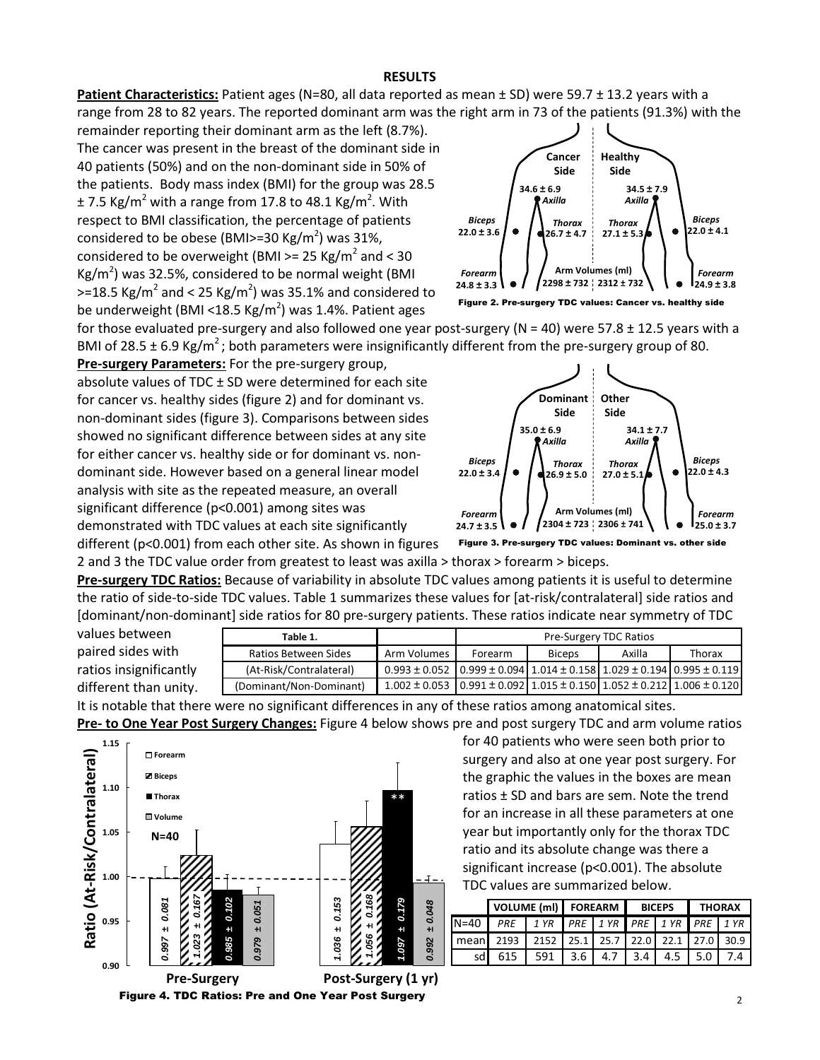## RESULTS

**Patient Characteristics:** Patient ages (N=80, all data reported as mean ± SD) were 59.7 ± 13.2 years with a range from 28 to 82 years. The reported dominant arm was the right arm in 73 of the patients (91.3%) with the remainder reporting their dominant arm as the left (8.7%). The cancer was present in the breast of the dominant side in 40 patients (50%) and on the non-dominant side in 50% of the patients. Body mass index (BMI) for the group was 28.5 ± 7.5 Kg/m$^2$ with a range from 17.8 to 48.1 Kg/m$^2$. With respect to BMI classification, the percentage of patients considered to be obese (BMI>=30 Kg/m$^2$) was 31%, considered to be overweight (BMI >= 25 Kg/m$^2$ and < 30 Kg/m$^2$) was 32.5%, considered to be normal weight (BMI >=18.5 Kg/m$^2$ and < 25 Kg/m$^2$) was 35.1% and considered to be underweight (BMI <18.5 Kg/m$^2$) was 1.4%. Patient ages for those evaluated pre-surgery and also followed one year post-surgery (N = 40) were 57.8 ± 12.5 years with a BMI of 28.5 ± 6.9 Kg/m$^2$; both parameters were insignificantly different from the pre-surgery group of 80.

Figure 2. Pre-surgery TDC values: Cancer vs. healthy side

**Pre-surgery Parameters:** For the pre-surgery group, absolute values of TDC ± SD were determined for each site for cancer vs. healthy sides (figure 2) and for dominant vs. non-dominant sides (figure 3). Comparisons between sides showed no significant difference between sides at any site for either cancer vs. healthy side or for dominant vs. non-dominant side. However based on a general linear model analysis with site as the repeated measure, an overall significant difference (p<0.001) among sites was demonstrated with TDC values at each site significantly different (p<0.001) from each other site. As shown in figures 2 and 3 the TDC value order from greatest to least was axilla > thorax > forearm > biceps.

Figure 3. Pre-surgery TDC values: Dominant vs. other side

**Pre-surgery TDC Ratios:** Because of variability in absolute TDC values among patients it is useful to determine the ratio of side-to-side TDC values. Table 1 summarizes these values for [at-risk/contralateral] side ratios and [dominant/non-dominant] side ratios for 80 pre-surgery patients. These ratios indicate near symmetry of TDC values between paired sides with ratios insignificantly different than unity.

| Table 1. | | Pre-Surgery TDC Ratios | | | |
|---|---|---|---|---|---|
| Ratios Between Sides | Arm Volumes | Forearm | Biceps | Axilla | Thorax |
| (At-Risk/Contralateral) | 0.993 ± 0.052 | 0.999 ± 0.094 | 1.014 ± 0.158 | 1.029 ± 0.194 | 0.995 ± 0.119 |
| (Dominant/Non-Dominant) | 1.002 ± 0.053 | 0.991 ± 0.092 | 1.015 ± 0.150 | 1.052 ± 0.212 | 1.006 ± 0.120 |

It is notable that there were no significant differences in any of these ratios among anatomical sites.

**Pre- to One Year Post Surgery Changes:** Figure 4 below shows pre and post surgery TDC and arm volume ratios for 40 patients who were seen both prior to surgery and also at one year post surgery. For the graphic the values in the boxes are mean ratios ± SD and bars are sem. Note the trend for an increase in all these parameters at one year but importantly only for the thorax TDC ratio and its absolute change was there a significant increase (p<0.001). The absolute TDC values are summarized below.

Figure 4. TDC Ratios: Pre and One Year Post Surgery

| | VOLUME (ml) | | FOREARM | | BICEPS | | THORAX | |
|---|---|---|---|---|---|---|---|---|
| N=40 | *PRE* | *1 YR* | *PRE* | *1 YR* | *PRE* | *1 YR* | *PRE* | *1 YR* |
| mean | 2193 | 2152 | 25.1 | 25.7 | 22.0 | 22.1 | 27.0 | 30.9 |
| sd | 615 | 591 | 3.6 | 4.7 | 3.4 | 4.5 | 5.0 | 7.4 |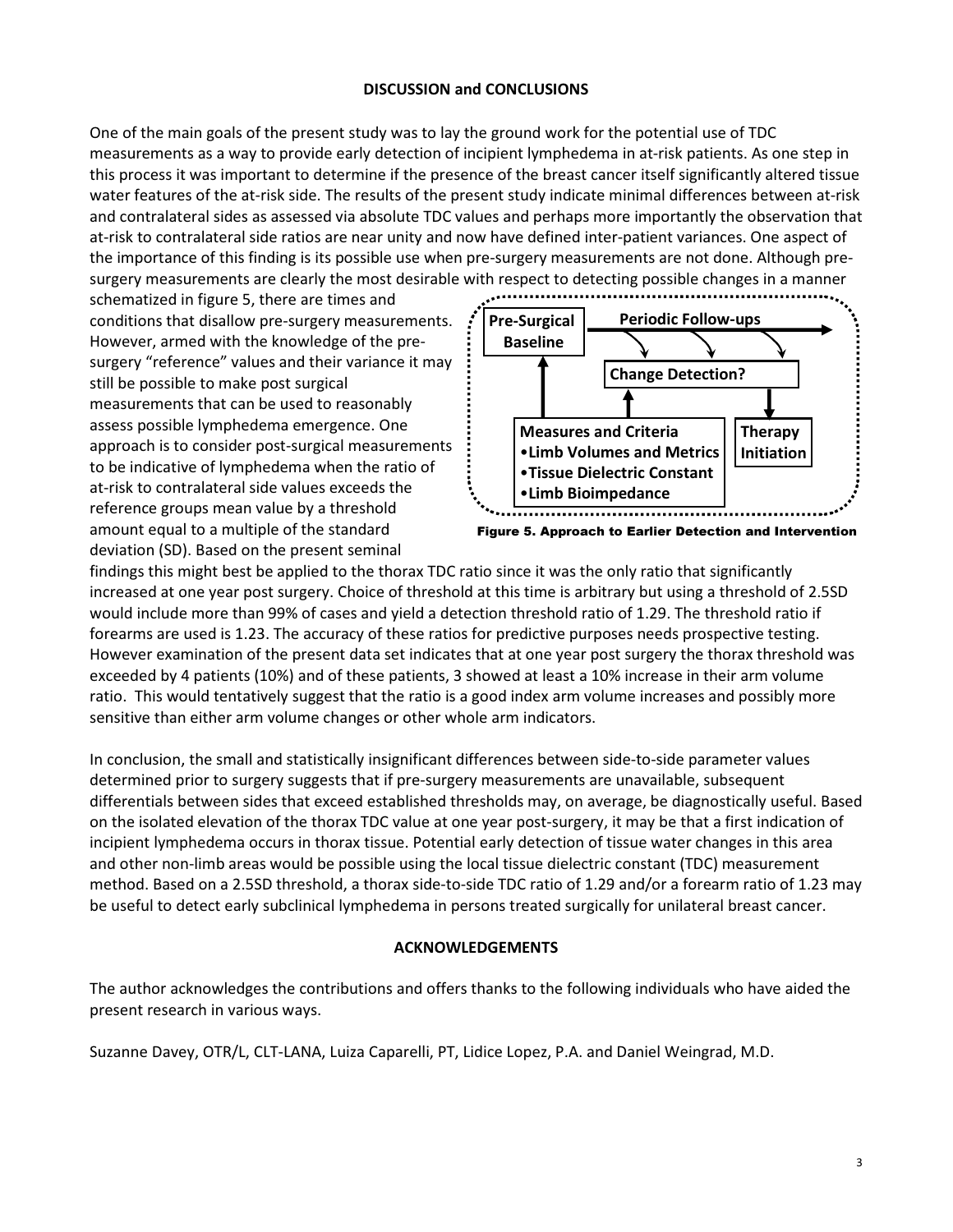## DISCUSSION and CONCLUSIONS

One of the main goals of the present study was to lay the ground work for the potential use of TDC measurements as a way to provide early detection of incipient lymphedema in at-risk patients. As one step in this process it was important to determine if the presence of the breast cancer itself significantly altered tissue water features of the at-risk side. The results of the present study indicate minimal differences between at-risk and contralateral sides as assessed via absolute TDC values and perhaps more importantly the observation that at-risk to contralateral side ratios are near unity and now have defined inter-patient variances. One aspect of the importance of this finding is its possible use when pre-surgery measurements are not done. Although pre-surgery measurements are clearly the most desirable with respect to detecting possible changes in a manner schematized in figure 5, there are times and conditions that disallow pre-surgery measurements. However, armed with the knowledge of the pre-surgery "reference" values and their variance it may still be possible to make post surgical measurements that can be used to reasonably assess possible lymphedema emergence. One approach is to consider post-surgical measurements to be indicative of lymphedema when the ratio of at-risk to contralateral side values exceeds the reference groups mean value by a threshold amount equal to a multiple of the standard deviation (SD). Based on the present seminal findings this might best be applied to the thorax TDC ratio since it was the only ratio that significantly increased at one year post surgery. Choice of threshold at this time is arbitrary but using a threshold of 2.5SD would include more than 99% of cases and yield a detection threshold ratio of 1.29. The threshold ratio if forearms are used is 1.23. The accuracy of these ratios for predictive purposes needs prospective testing. However examination of the present data set indicates that at one year post surgery the thorax threshold was exceeded by 4 patients (10%) and of these patients, 3 showed at least a 10% increase in their arm volume ratio. This would tentatively suggest that the ratio is a good index arm volume increases and possibly more sensitive than either arm volume changes or other whole arm indicators.

Pre-Surgical Baseline | Periodic Follow-ups | Change Detection? | Measures and Criteria: •Limb Volumes and Metrics •Tissue Dielectric Constant •Limb Bioimpedance | Therapy Initiation

**Figure 5. Approach to Earlier Detection and Intervention**

In conclusion, the small and statistically insignificant differences between side-to-side parameter values determined prior to surgery suggests that if pre-surgery measurements are unavailable, subsequent differentials between sides that exceed established thresholds may, on average, be diagnostically useful. Based on the isolated elevation of the thorax TDC value at one year post-surgery, it may be that a first indication of incipient lymphedema occurs in thorax tissue. Potential early detection of tissue water changes in this area and other non-limb areas would be possible using the local tissue dielectric constant (TDC) measurement method. Based on a 2.5SD threshold, a thorax side-to-side TDC ratio of 1.29 and/or a forearm ratio of 1.23 may be useful to detect early subclinical lymphedema in persons treated surgically for unilateral breast cancer.

## ACKNOWLEDGEMENTS

The author acknowledges the contributions and offers thanks to the following individuals who have aided the present research in various ways.

Suzanne Davey, OTR/L, CLT-LANA, Luiza Caparelli, PT, Lidice Lopez, P.A. and Daniel Weingrad, M.D.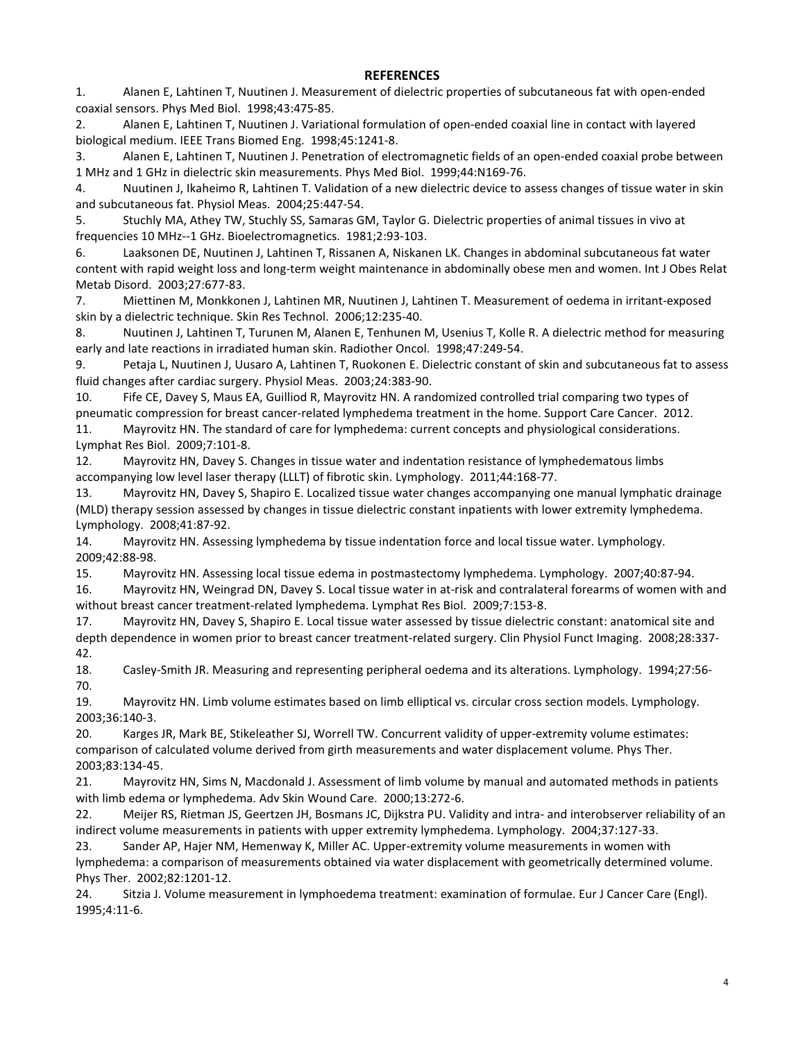## REFERENCES

1. Alanen E, Lahtinen T, Nuutinen J. Measurement of dielectric properties of subcutaneous fat with open-ended coaxial sensors. Phys Med Biol. 1998;43:475-85.
2. Alanen E, Lahtinen T, Nuutinen J. Variational formulation of open-ended coaxial line in contact with layered biological medium. IEEE Trans Biomed Eng. 1998;45:1241-8.
3. Alanen E, Lahtinen T, Nuutinen J. Penetration of electromagnetic fields of an open-ended coaxial probe between 1 MHz and 1 GHz in dielectric skin measurements. Phys Med Biol. 1999;44:N169-76.
4. Nuutinen J, Ikaheimo R, Lahtinen T. Validation of a new dielectric device to assess changes of tissue water in skin and subcutaneous fat. Physiol Meas. 2004;25:447-54.
5. Stuchly MA, Athey TW, Stuchly SS, Samaras GM, Taylor G. Dielectric properties of animal tissues in vivo at frequencies 10 MHz--1 GHz. Bioelectromagnetics. 1981;2:93-103.
6. Laaksonen DE, Nuutinen J, Lahtinen T, Rissanen A, Niskanen LK. Changes in abdominal subcutaneous fat water content with rapid weight loss and long-term weight maintenance in abdominally obese men and women. Int J Obes Relat Metab Disord. 2003;27:677-83.
7. Miettinen M, Monkkonen J, Lahtinen MR, Nuutinen J, Lahtinen T. Measurement of oedema in irritant-exposed skin by a dielectric technique. Skin Res Technol. 2006;12:235-40.
8. Nuutinen J, Lahtinen T, Turunen M, Alanen E, Tenhunen M, Usenius T, Kolle R. A dielectric method for measuring early and late reactions in irradiated human skin. Radiother Oncol. 1998;47:249-54.
9. Petaja L, Nuutinen J, Uusaro A, Lahtinen T, Ruokonen E. Dielectric constant of skin and subcutaneous fat to assess fluid changes after cardiac surgery. Physiol Meas. 2003;24:383-90.
10. Fife CE, Davey S, Maus EA, Guilliod R, Mayrovitz HN. A randomized controlled trial comparing two types of pneumatic compression for breast cancer-related lymphedema treatment in the home. Support Care Cancer. 2012.
11. Mayrovitz HN. The standard of care for lymphedema: current concepts and physiological considerations. Lymphat Res Biol. 2009;7:101-8.
12. Mayrovitz HN, Davey S. Changes in tissue water and indentation resistance of lymphedematous limbs accompanying low level laser therapy (LLLT) of fibrotic skin. Lymphology. 2011;44:168-77.
13. Mayrovitz HN, Davey S, Shapiro E. Localized tissue water changes accompanying one manual lymphatic drainage (MLD) therapy session assessed by changes in tissue dielectric constant inpatients with lower extremity lymphedema. Lymphology. 2008;41:87-92.
14. Mayrovitz HN. Assessing lymphedema by tissue indentation force and local tissue water. Lymphology. 2009;42:88-98.
15. Mayrovitz HN. Assessing local tissue edema in postmastectomy lymphedema. Lymphology. 2007;40:87-94.
16. Mayrovitz HN, Weingrad DN, Davey S. Local tissue water in at-risk and contralateral forearms of women with and without breast cancer treatment-related lymphedema. Lymphat Res Biol. 2009;7:153-8.
17. Mayrovitz HN, Davey S, Shapiro E. Local tissue water assessed by tissue dielectric constant: anatomical site and depth dependence in women prior to breast cancer treatment-related surgery. Clin Physiol Funct Imaging. 2008;28:337-42.
18. Casley-Smith JR. Measuring and representing peripheral oedema and its alterations. Lymphology. 1994;27:56-70.
19. Mayrovitz HN. Limb volume estimates based on limb elliptical vs. circular cross section models. Lymphology. 2003;36:140-3.
20. Karges JR, Mark BE, Stikeleather SJ, Worrell TW. Concurrent validity of upper-extremity volume estimates: comparison of calculated volume derived from girth measurements and water displacement volume. Phys Ther. 2003;83:134-45.
21. Mayrovitz HN, Sims N, Macdonald J. Assessment of limb volume by manual and automated methods in patients with limb edema or lymphedema. Adv Skin Wound Care. 2000;13:272-6.
22. Meijer RS, Rietman JS, Geertzen JH, Bosmans JC, Dijkstra PU. Validity and intra- and interobserver reliability of an indirect volume measurements in patients with upper extremity lymphedema. Lymphology. 2004;37:127-33.
23. Sander AP, Hajer NM, Hemenway K, Miller AC. Upper-extremity volume measurements in women with lymphedema: a comparison of measurements obtained via water displacement with geometrically determined volume. Phys Ther. 2002;82:1201-12.
24. Sitzia J. Volume measurement in lymphoedema treatment: examination of formulae. Eur J Cancer Care (Engl). 1995;4:11-6.